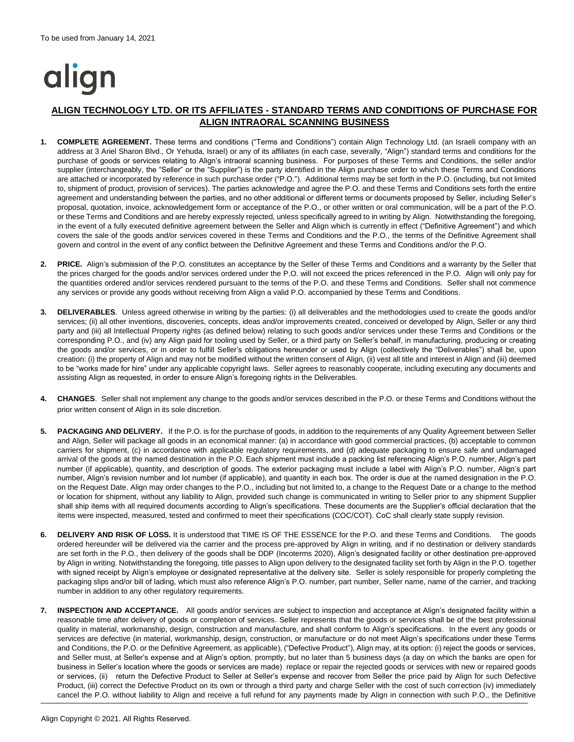To be used from January 14, 2021

align

## ALIGN TECHNOLOGY LTD. OR ITS AFFILIATES - STANDARD TERMS AND CONDITIONS OF PURCHASE FOR ALIGN INTRAORAL SCANNING BUSINESS

1. **COMPLETE AGREEMENT.** These terms and conditions ("Terms and Conditions") contain Align Technology Ltd. (an Israeli company with an address at 3 Ariel Sharon Blvd., Or Yehuda, Israel) or any of its affiliates (in each case, severally, "Align") standard terms and conditions for the purchase of goods or services relating to Align's intraoral scanning business. For purposes of these Terms and Conditions, the seller and/or supplier (interchangeably, the "Seller" or the "Supplier") is the party identified in the Align purchase order to which these Terms and Conditions are attached or incorporated by reference in such purchase order ("P.O."). Additional terms may be set forth in the P.O. (including, but not limited to, shipment of product, provision of services). The parties acknowledge and agree the P.O. and these Terms and Conditions sets forth the entire agreement and understanding between the parties, and no other additional or different terms or documents proposed by Seller, including Seller's proposal, quotation, invoice, acknowledgement form or acceptance of the P.O., or other written or oral communication, will be a part of the P.O. or these Terms and Conditions and are hereby expressly rejected, unless specifically agreed to in writing by Align. Notwithstanding the foregoing, in the event of a fully executed definitive agreement between the Seller and Align which is currently in effect ("Definitive Agreement") and which covers the sale of the goods and/or services covered in these Terms and Conditions and the P.O., the terms of the Definitive Agreement shall govern and control in the event of any conflict between the Definitive Agreement and these Terms and Conditions and/or the P.O.

2. **PRICE.** Align's submission of the P.O. constitutes an acceptance by the Seller of these Terms and Conditions and a warranty by the Seller that the prices charged for the goods and/or services ordered under the P.O. will not exceed the prices referenced in the P.O. Align will only pay for the quantities ordered and/or services rendered pursuant to the terms of the P.O. and these Terms and Conditions. Seller shall not commence any services or provide any goods without receiving from Align a valid P.O. accompanied by these Terms and Conditions.

3. **DELIVERABLES**. Unless agreed otherwise in writing by the parties: (i) all deliverables and the methodologies used to create the goods and/or services; (ii) all other inventions, discoveries, concepts, ideas and/or improvements created, conceived or developed by Align, Seller or any third party and (iii) all Intellectual Property rights (as defined below) relating to such goods and/or services under these Terms and Conditions or the corresponding P.O., and (iv) any Align paid for tooling used by Seller, or a third party on Seller's behalf, in manufacturing, producing or creating the goods and/or services, or in order to fulfill Seller's obligations hereunder or used by Align (collectively the "Deliverables") shall be, upon creation: (i) the property of Align and may not be modified without the written consent of Align, (ii) vest all title and interest in Align and (iii) deemed to be "works made for hire" under any applicable copyright laws. Seller agrees to reasonably cooperate, including executing any documents and assisting Align as requested, in order to ensure Align's foregoing rights in the Deliverables.

4. **CHANGES**. Seller shall not implement any change to the goods and/or services described in the P.O. or these Terms and Conditions without the prior written consent of Align in its sole discretion.

5. **PACKAGING AND DELIVERY.** If the P.O. is for the purchase of goods, in addition to the requirements of any Quality Agreement between Seller and Align, Seller will package all goods in an economical manner: (a) in accordance with good commercial practices, (b) acceptable to common carriers for shipment, (c) in accordance with applicable regulatory requirements, and (d) adequate packaging to ensure safe and undamaged arrival of the goods at the named destination in the P.O. Each shipment must include a packing list referencing Align's P.O. number, Align's part number (if applicable), quantity, and description of goods. The exterior packaging must include a label with Align's P.O. number, Align's part number, Align's revision number and lot number (if applicable), and quantity in each box. The order is due at the named designation in the P.O. on the Request Date. Align may order changes to the P.O., including but not limited to, a change to the Request Date or a change to the method or location for shipment, without any liability to Align, provided such change is communicated in writing to Seller prior to any shipment Supplier shall ship items with all required documents according to Align's specifications. These documents are the Supplier's official declaration that the items were inspected, measured, tested and confirmed to meet their specifications (COC/COT). CoC shall clearly state supply revision.

6. **DELIVERY AND RISK OF LOSS.** It is understood that TIME IS OF THE ESSENCE for the P.O. and these Terms and Conditions. The goods ordered hereunder will be delivered via the carrier and the process pre-approved by Align in writing, and if no destination or delivery standards are set forth in the P.O., then delivery of the goods shall be DDP (Incoterms 2020), Align's designated facility or other destination pre-approved by Align in writing. Notwithstanding the foregoing, title passes to Align upon delivery to the designated facility set forth by Align in the P.O. together with signed receipt by Align's employee or designated representative at the delivery site. Seller is solely responsible for properly completing the packaging slips and/or bill of lading, which must also reference Align's P.O. number, part number, Seller name, name of the carrier, and tracking number in addition to any other regulatory requirements.

7. **INSPECTION AND ACCEPTANCE.** All goods and/or services are subject to inspection and acceptance at Align's designated facility within a reasonable time after delivery of goods or completion of services. Seller represents that the goods or services shall be of the best professional quality in material, workmanship, design, construction and manufacture, and shall conform to Align's specifications. In the event any goods or services are defective (in material, workmanship, design, construction, or manufacture or do not meet Align's specifications under these Terms and Conditions, the P.O. or the Definitive Agreement, as applicable), ("Defective Product"), Align may, at its option: (i) reject the goods or services, and Seller must, at Seller's expense and at Align's option, promptly, but no later than 5 business days (a day on which the banks are open for business in Seller's location where the goods or services are made) replace or repair the rejected goods or services with new or repaired goods or services, (ii) return the Defective Product to Seller at Seller's expense and recover from Seller the price paid by Align for such Defective Product, (iii) correct the Defective Product on its own or through a third party and charge Seller with the cost of such correction (iv) immediately cancel the P.O. without liability to Align and receive a full refund for any payments made by Align in connection with such P.O., the Definitive

Align Copyright © 2021. All Rights Reserved.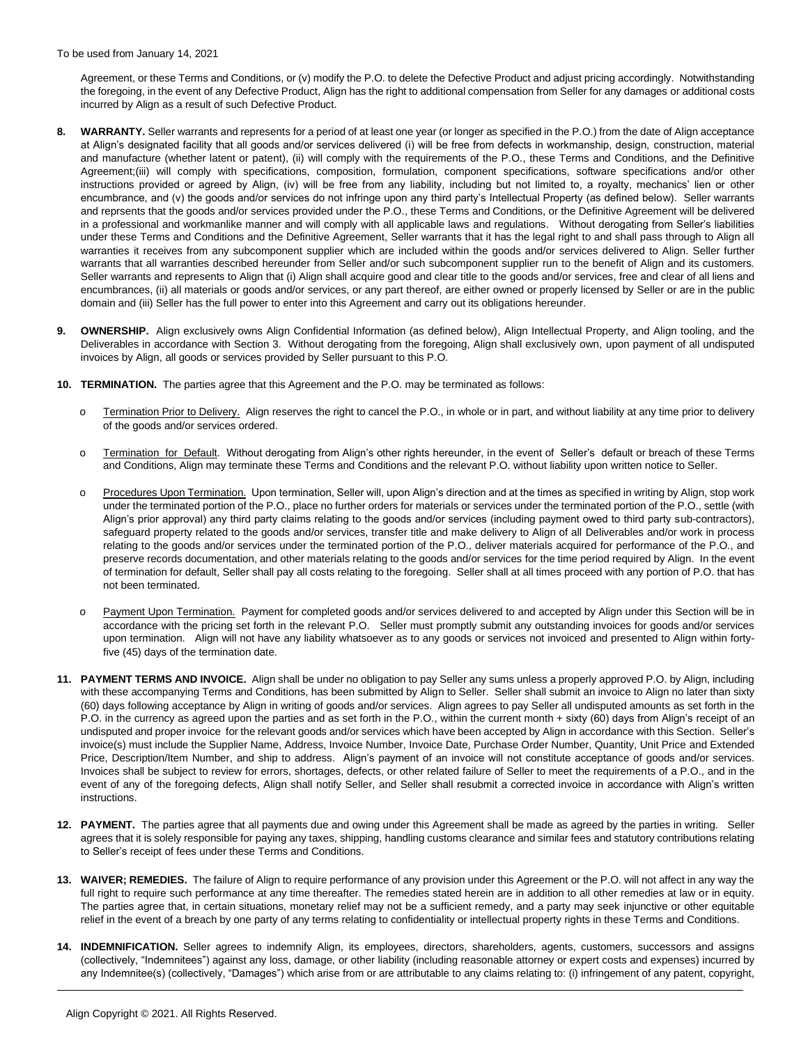Agreement, or these Terms and Conditions, or (v) modify the P.O. to delete the Defective Product and adjust pricing accordingly. Notwithstanding the foregoing, in the event of any Defective Product, Align has the right to additional compensation from Seller for any damages or additional costs incurred by Align as a result of such Defective Product.

8. **WARRANTY.** Seller warrants and represents for a period of at least one year (or longer as specified in the P.O.) from the date of Align acceptance at Align's designated facility that all goods and/or services delivered (i) will be free from defects in workmanship, design, construction, material and manufacture (whether latent or patent), (ii) will comply with the requirements of the P.O., these Terms and Conditions, and the Definitive Agreement;(iii) will comply with specifications, composition, formulation, component specifications, software specifications and/or other instructions provided or agreed by Align, (iv) will be free from any liability, including but not limited to, a royalty, mechanics' lien or other encumbrance, and (v) the goods and/or services do not infringe upon any third party's Intellectual Property (as defined below). Seller warrants and reprsents that the goods and/or services provided under the P.O., these Terms and Conditions, or the Definitive Agreement will be delivered in a professional and workmanlike manner and will comply with all applicable laws and regulations. Without derogating from Seller's liabilities under these Terms and Conditions and the Definitive Agreement, Seller warrants that it has the legal right to and shall pass through to Align all warranties it receives from any subcomponent supplier which are included within the goods and/or services delivered to Align. Seller further warrants that all warranties described hereunder from Seller and/or such subcomponent supplier run to the benefit of Align and its customers. Seller warrants and represents to Align that (i) Align shall acquire good and clear title to the goods and/or services, free and clear of all liens and encumbrances, (ii) all materials or goods and/or services, or any part thereof, are either owned or properly licensed by Seller or are in the public domain and (iii) Seller has the full power to enter into this Agreement and carry out its obligations hereunder.

9. **OWNERSHIP.** Align exclusively owns Align Confidential Information (as defined below), Align Intellectual Property, and Align tooling, and the Deliverables in accordance with Section 3. Without derogating from the foregoing, Align shall exclusively own, upon payment of all undisputed invoices by Align, all goods or services provided by Seller pursuant to this P.O.

10. **TERMINATION.** The parties agree that this Agreement and the P.O. may be terminated as follows:

   - Termination Prior to Delivery. Align reserves the right to cancel the P.O., in whole or in part, and without liability at any time prior to delivery of the goods and/or services ordered.

   - Termination for Default. Without derogating from Align's other rights hereunder, in the event of Seller's default or breach of these Terms and Conditions, Align may terminate these Terms and Conditions and the relevant P.O. without liability upon written notice to Seller.

   - Procedures Upon Termination. Upon termination, Seller will, upon Align's direction and at the times as specified in writing by Align, stop work under the terminated portion of the P.O., place no further orders for materials or services under the terminated portion of the P.O., settle (with Align's prior approval) any third party claims relating to the goods and/or services (including payment owed to third party sub-contractors), safeguard property related to the goods and/or services, transfer title and make delivery to Align of all Deliverables and/or work in process relating to the goods and/or services under the terminated portion of the P.O., deliver materials acquired for performance of the P.O., and preserve records documentation, and other materials relating to the goods and/or services for the time period required by Align. In the event of termination for default, Seller shall pay all costs relating to the foregoing. Seller shall at all times proceed with any portion of P.O. that has not been terminated.

   - Payment Upon Termination. Payment for completed goods and/or services delivered to and accepted by Align under this Section will be in accordance with the pricing set forth in the relevant P.O. Seller must promptly submit any outstanding invoices for goods and/or services upon termination. Align will not have any liability whatsoever as to any goods or services not invoiced and presented to Align within forty-five (45) days of the termination date.

11. **PAYMENT TERMS AND INVOICE.** Align shall be under no obligation to pay Seller any sums unless a properly approved P.O. by Align, including with these accompanying Terms and Conditions, has been submitted by Align to Seller. Seller shall submit an invoice to Align no later than sixty (60) days following acceptance by Align in writing of goods and/or services. Align agrees to pay Seller all undisputed amounts as set forth in the P.O. in the currency as agreed upon the parties and as set forth in the P.O., within the current month + sixty (60) days from Align's receipt of an undisputed and proper invoice for the relevant goods and/or services which have been accepted by Align in accordance with this Section. Seller's invoice(s) must include the Supplier Name, Address, Invoice Number, Invoice Date, Purchase Order Number, Quantity, Unit Price and Extended Price, Description/Item Number, and ship to address. Align's payment of an invoice will not constitute acceptance of goods and/or services. Invoices shall be subject to review for errors, shortages, defects, or other related failure of Seller to meet the requirements of a P.O., and in the event of any of the foregoing defects, Align shall notify Seller, and Seller shall resubmit a corrected invoice in accordance with Align's written instructions.

12. **PAYMENT.** The parties agree that all payments due and owing under this Agreement shall be made as agreed by the parties in writing. Seller agrees that it is solely responsible for paying any taxes, shipping, handling customs clearance and similar fees and statutory contributions relating to Seller's receipt of fees under these Terms and Conditions.

13. **WAIVER; REMEDIES.** The failure of Align to require performance of any provision under this Agreement or the P.O. will not affect in any way the full right to require such performance at any time thereafter. The remedies stated herein are in addition to all other remedies at law or in equity. The parties agree that, in certain situations, monetary relief may not be a sufficient remedy, and a party may seek injunctive or other equitable relief in the event of a breach by one party of any terms relating to confidentiality or intellectual property rights in these Terms and Conditions.

14. **INDEMNIFICATION.** Seller agrees to indemnify Align, its employees, directors, shareholders, agents, customers, successors and assigns (collectively, "Indemnitees") against any loss, damage, or other liability (including reasonable attorney or expert costs and expenses) incurred by any Indemnitee(s) (collectively, "Damages") which arise from or are attributable to any claims relating to: (i) infringement of any patent, copyright,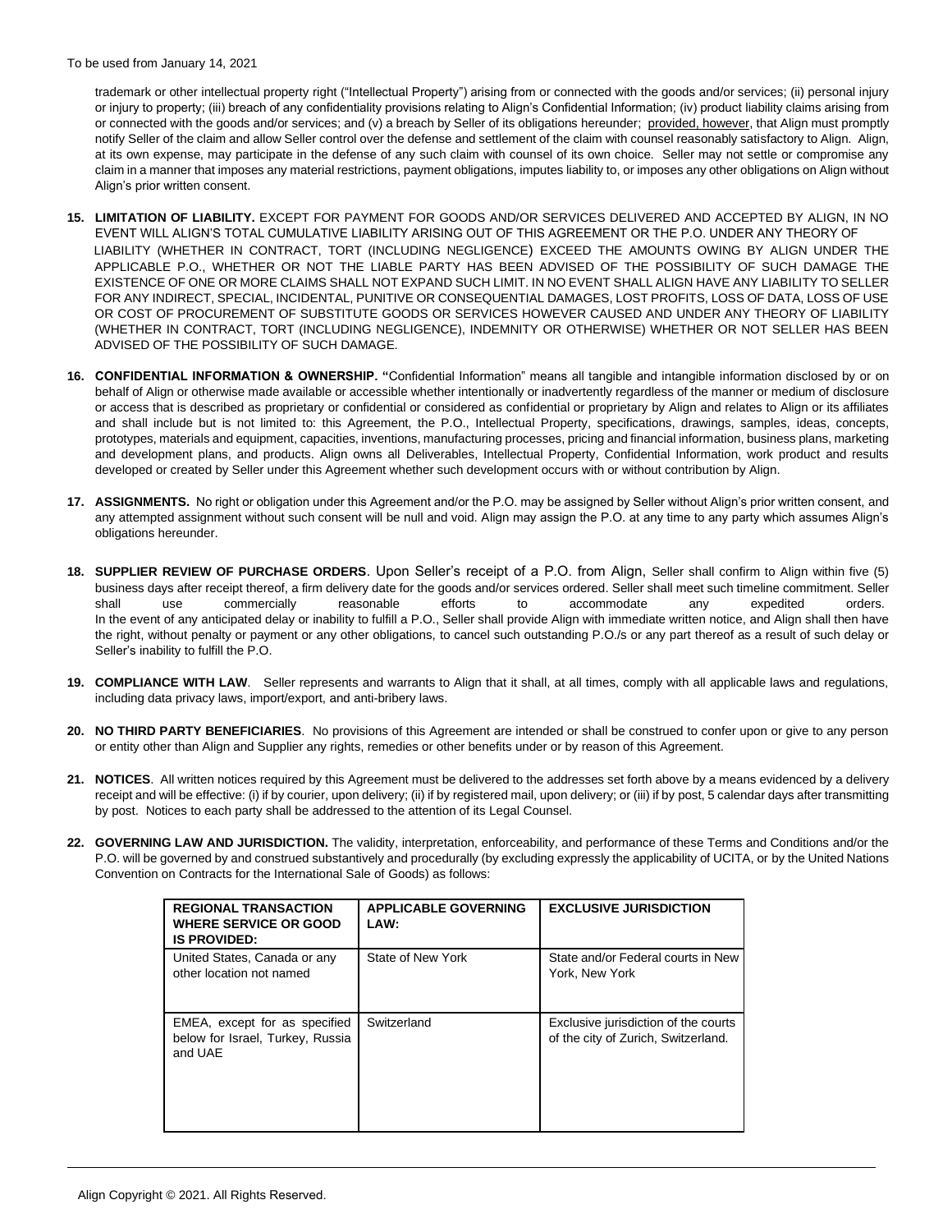trademark or other intellectual property right ("Intellectual Property") arising from or connected with the goods and/or services; (ii) personal injury or injury to property; (iii) breach of any confidentiality provisions relating to Align's Confidential Information; (iv) product liability claims arising from or connected with the goods and/or services; and (v) a breach by Seller of its obligations hereunder; provided, however, that Align must promptly notify Seller of the claim and allow Seller control over the defense and settlement of the claim with counsel reasonably satisfactory to Align. Align, at its own expense, may participate in the defense of any such claim with counsel of its own choice. Seller may not settle or compromise any claim in a manner that imposes any material restrictions, payment obligations, imputes liability to, or imposes any other obligations on Align without Align's prior written consent.

**15. LIMITATION OF LIABILITY.** EXCEPT FOR PAYMENT FOR GOODS AND/OR SERVICES DELIVERED AND ACCEPTED BY ALIGN, IN NO EVENT WILL ALIGN'S TOTAL CUMULATIVE LIABILITY ARISING OUT OF THIS AGREEMENT OR THE P.O. UNDER ANY THEORY OF LIABILITY (WHETHER IN CONTRACT, TORT (INCLUDING NEGLIGENCE) EXCEED THE AMOUNTS OWING BY ALIGN UNDER THE APPLICABLE P.O., WHETHER OR NOT THE LIABLE PARTY HAS BEEN ADVISED OF THE POSSIBILITY OF SUCH DAMAGE THE EXISTENCE OF ONE OR MORE CLAIMS SHALL NOT EXPAND SUCH LIMIT. IN NO EVENT SHALL ALIGN HAVE ANY LIABILITY TO SELLER FOR ANY INDIRECT, SPECIAL, INCIDENTAL, PUNITIVE OR CONSEQUENTIAL DAMAGES, LOST PROFITS, LOSS OF DATA, LOSS OF USE OR COST OF PROCUREMENT OF SUBSTITUTE GOODS OR SERVICES HOWEVER CAUSED AND UNDER ANY THEORY OF LIABILITY (WHETHER IN CONTRACT, TORT (INCLUDING NEGLIGENCE), INDEMNITY OR OTHERWISE) WHETHER OR NOT SELLER HAS BEEN ADVISED OF THE POSSIBILITY OF SUCH DAMAGE.

**16. CONFIDENTIAL INFORMATION & OWNERSHIP.** "Confidential Information" means all tangible and intangible information disclosed by or on behalf of Align or otherwise made available or accessible whether intentionally or inadvertently regardless of the manner or medium of disclosure or access that is described as proprietary or confidential or considered as confidential or proprietary by Align and relates to Align or its affiliates and shall include but is not limited to: this Agreement, the P.O., Intellectual Property, specifications, drawings, samples, ideas, concepts, prototypes, materials and equipment, capacities, inventions, manufacturing processes, pricing and financial information, business plans, marketing and development plans, and products. Align owns all Deliverables, Intellectual Property, Confidential Information, work product and results developed or created by Seller under this Agreement whether such development occurs with or without contribution by Align.

**17. ASSIGNMENTS.** No right or obligation under this Agreement and/or the P.O. may be assigned by Seller without Align's prior written consent, and any attempted assignment without such consent will be null and void. Align may assign the P.O. at any time to any party which assumes Align's obligations hereunder.

**18. SUPPLIER REVIEW OF PURCHASE ORDERS**. Upon Seller's receipt of a P.O. from Align, Seller shall confirm to Align within five (5) business days after receipt thereof, a firm delivery date for the goods and/or services ordered. Seller shall meet such timeline commitment. Seller shall use commercially reasonable efforts to accommodate any expedited orders. In the event of any anticipated delay or inability to fulfill a P.O., Seller shall provide Align with immediate written notice, and Align shall then have the right, without penalty or payment or any other obligations, to cancel such outstanding P.O./s or any part thereof as a result of such delay or Seller's inability to fulfill the P.O.

**19. COMPLIANCE WITH LAW**. Seller represents and warrants to Align that it shall, at all times, comply with all applicable laws and regulations, including data privacy laws, import/export, and anti-bribery laws.

**20. NO THIRD PARTY BENEFICIARIES**. No provisions of this Agreement are intended or shall be construed to confer upon or give to any person or entity other than Align and Supplier any rights, remedies or other benefits under or by reason of this Agreement.

**21. NOTICES**. All written notices required by this Agreement must be delivered to the addresses set forth above by a means evidenced by a delivery receipt and will be effective: (i) if by courier, upon delivery; (ii) if by registered mail, upon delivery; or (iii) if by post, 5 calendar days after transmitting by post. Notices to each party shall be addressed to the attention of its Legal Counsel.

**22. GOVERNING LAW AND JURISDICTION.** The validity, interpretation, enforceability, and performance of these Terms and Conditions and/or the P.O. will be governed by and construed substantively and procedurally (by excluding expressly the applicability of UCITA, or by the United Nations Convention on Contracts for the International Sale of Goods) as follows:

| REGIONAL TRANSACTION WHERE SERVICE OR GOOD IS PROVIDED: | APPLICABLE GOVERNING LAW: | EXCLUSIVE JURISDICTION |
|---|---|---|
| United States, Canada or any other location not named | State of New York | State and/or Federal courts in New York, New York |
| EMEA, except for as specified below for Israel, Turkey, Russia and UAE | Switzerland | Exclusive jurisdiction of the courts of the city of Zurich, Switzerland. |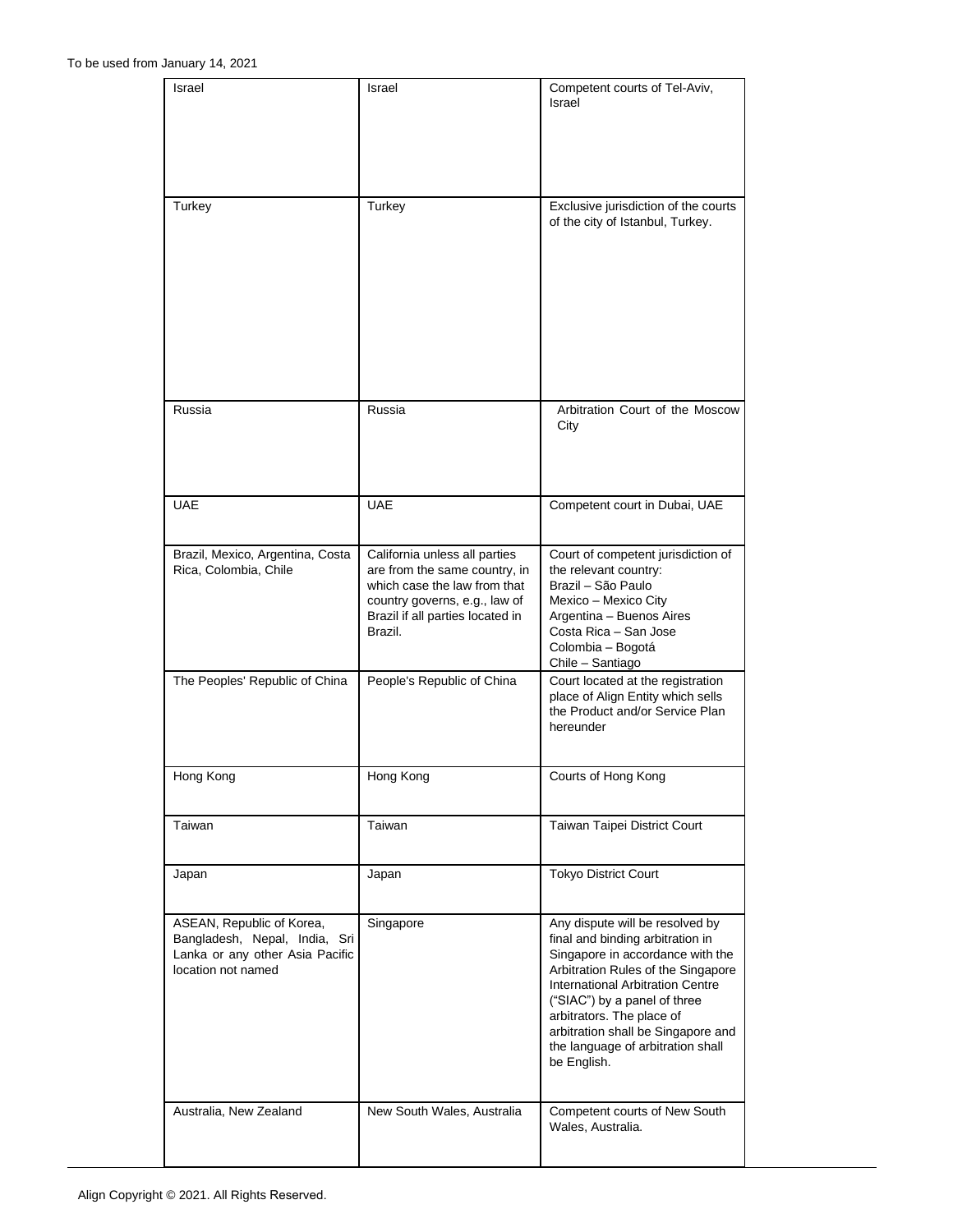| | | |
|---|---|---|
| Israel | Israel | Competent courts of Tel-Aviv, Israel |
| Turkey | Turkey | Exclusive jurisdiction of the courts of the city of Istanbul, Turkey. |
| Russia | Russia | Arbitration Court of the Moscow City |
| UAE | UAE | Competent court in Dubai, UAE |
| Brazil, Mexico, Argentina, Costa Rica, Colombia, Chile | California unless all parties are from the same country, in which case the law from that country governs, e.g., law of Brazil if all parties located in Brazil. | Court of competent jurisdiction of the relevant country:<br>Brazil – São Paulo<br>Mexico – Mexico City<br>Argentina – Buenos Aires<br>Costa Rica – San Jose<br>Colombia – Bogotá<br>Chile – Santiago |
| The Peoples' Republic of China | People's Republic of China | Court located at the registration place of Align Entity which sells the Product and/or Service Plan hereunder |
| Hong Kong | Hong Kong | Courts of Hong Kong |
| Taiwan | Taiwan | Taiwan Taipei District Court |
| Japan | Japan | Tokyo District Court |
| ASEAN, Republic of Korea, Bangladesh, Nepal, India, Sri Lanka or any other Asia Pacific location not named | Singapore | Any dispute will be resolved by final and binding arbitration in Singapore in accordance with the Arbitration Rules of the Singapore International Arbitration Centre ("SIAC") by a panel of three arbitrators. The place of arbitration shall be Singapore and the language of arbitration shall be English. |
| Australia, New Zealand | New South Wales, Australia | Competent courts of New South Wales, Australia. |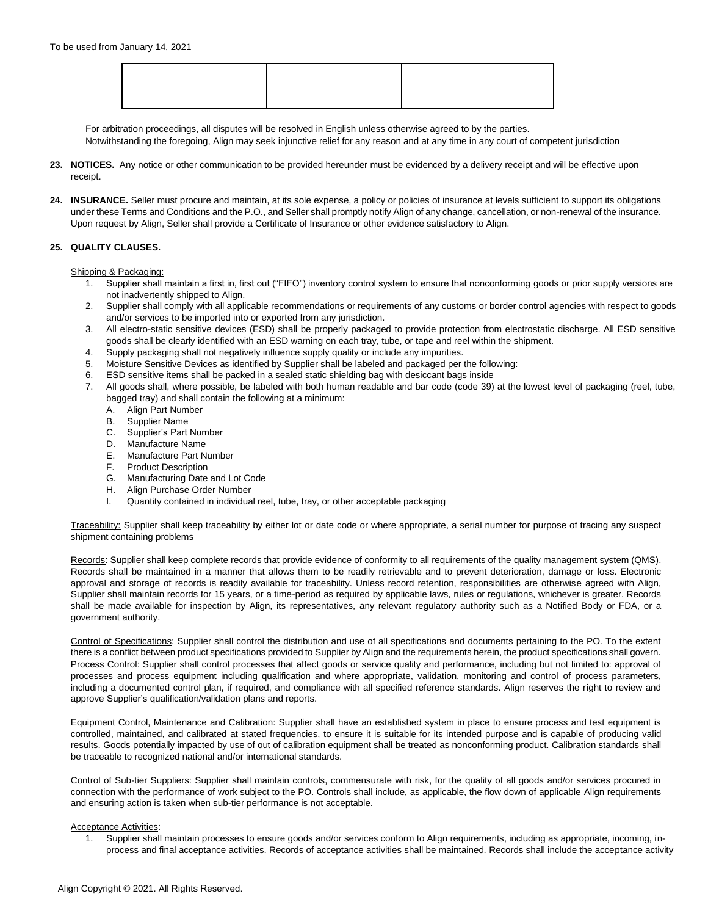To be used from January 14, 2021

| | | |
|---|---|---|
| | | |

For arbitration proceedings, all disputes will be resolved in English unless otherwise agreed to by the parties.
Notwithstanding the foregoing, Align may seek injunctive relief for any reason and at any time in any court of competent jurisdiction

**23. NOTICES.** Any notice or other communication to be provided hereunder must be evidenced by a delivery receipt and will be effective upon receipt.

**24. INSURANCE.** Seller must procure and maintain, at its sole expense, a policy or policies of insurance at levels sufficient to support its obligations under these Terms and Conditions and the P.O., and Seller shall promptly notify Align of any change, cancellation, or non-renewal of the insurance. Upon request by Align, Seller shall provide a Certificate of Insurance or other evidence satisfactory to Align.

**25. QUALITY CLAUSES.**

Shipping & Packaging:

1. Supplier shall maintain a first in, first out ("FIFO") inventory control system to ensure that nonconforming goods or prior supply versions are not inadvertently shipped to Align.
2. Supplier shall comply with all applicable recommendations or requirements of any customs or border control agencies with respect to goods and/or services to be imported into or exported from any jurisdiction.
3. All electro-static sensitive devices (ESD) shall be properly packaged to provide protection from electrostatic discharge. All ESD sensitive goods shall be clearly identified with an ESD warning on each tray, tube, or tape and reel within the shipment.
4. Supply packaging shall not negatively influence supply quality or include any impurities.
5. Moisture Sensitive Devices as identified by Supplier shall be labeled and packaged per the following:
6. ESD sensitive items shall be packed in a sealed static shielding bag with desiccant bags inside
7. All goods shall, where possible, be labeled with both human readable and bar code (code 39) at the lowest level of packaging (reel, tube, bagged tray) and shall contain the following at a minimum:
   A. Align Part Number
   B. Supplier Name
   C. Supplier's Part Number
   D. Manufacture Name
   E. Manufacture Part Number
   F. Product Description
   G. Manufacturing Date and Lot Code
   H. Align Purchase Order Number
   I. Quantity contained in individual reel, tube, tray, or other acceptable packaging

Traceability: Supplier shall keep traceability by either lot or date code or where appropriate, a serial number for purpose of tracing any suspect shipment containing problems

Records: Supplier shall keep complete records that provide evidence of conformity to all requirements of the quality management system (QMS). Records shall be maintained in a manner that allows them to be readily retrievable and to prevent deterioration, damage or loss. Electronic approval and storage of records is readily available for traceability. Unless record retention, responsibilities are otherwise agreed with Align, Supplier shall maintain records for 15 years, or a time-period as required by applicable laws, rules or regulations, whichever is greater. Records shall be made available for inspection by Align, its representatives, any relevant regulatory authority such as a Notified Body or FDA, or a government authority.

Control of Specifications: Supplier shall control the distribution and use of all specifications and documents pertaining to the PO. To the extent there is a conflict between product specifications provided to Supplier by Align and the requirements herein, the product specifications shall govern.
Process Control: Supplier shall control processes that affect goods or service quality and performance, including but not limited to: approval of processes and process equipment including qualification and where appropriate, validation, monitoring and control of process parameters, including a documented control plan, if required, and compliance with all specified reference standards. Align reserves the right to review and approve Supplier's qualification/validation plans and reports.

Equipment Control, Maintenance and Calibration: Supplier shall have an established system in place to ensure process and test equipment is controlled, maintained, and calibrated at stated frequencies, to ensure it is suitable for its intended purpose and is capable of producing valid results. Goods potentially impacted by use of out of calibration equipment shall be treated as nonconforming product. Calibration standards shall be traceable to recognized national and/or international standards.

Control of Sub-tier Suppliers: Supplier shall maintain controls, commensurate with risk, for the quality of all goods and/or services procured in connection with the performance of work subject to the PO. Controls shall include, as applicable, the flow down of applicable Align requirements and ensuring action is taken when sub-tier performance is not acceptable.

Acceptance Activities:

1. Supplier shall maintain processes to ensure goods and/or services conform to Align requirements, including as appropriate, incoming, in-process and final acceptance activities. Records of acceptance activities shall be maintained. Records shall include the acceptance activity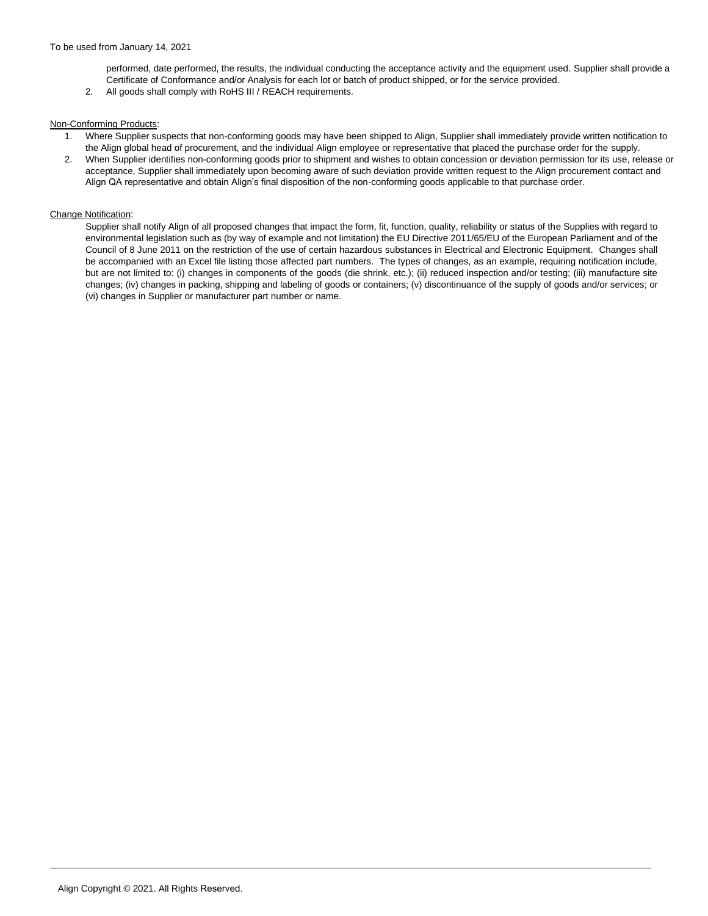performed, date performed, the results, the individual conducting the acceptance activity and the equipment used. Supplier shall provide a Certificate of Conformance and/or Analysis for each lot or batch of product shipped, or for the service provided.

2. All goods shall comply with RoHS III / REACH requirements.

<u>Non-Conforming Products</u>:

1. Where Supplier suspects that non-conforming goods may have been shipped to Align, Supplier shall immediately provide written notification to the Align global head of procurement, and the individual Align employee or representative that placed the purchase order for the supply.
2. When Supplier identifies non-conforming goods prior to shipment and wishes to obtain concession or deviation permission for its use, release or acceptance, Supplier shall immediately upon becoming aware of such deviation provide written request to the Align procurement contact and Align QA representative and obtain Align's final disposition of the non-conforming goods applicable to that purchase order.

<u>Change Notification</u>:

Supplier shall notify Align of all proposed changes that impact the form, fit, function, quality, reliability or status of the Supplies with regard to environmental legislation such as (by way of example and not limitation) the EU Directive 2011/65/EU of the European Parliament and of the Council of 8 June 2011 on the restriction of the use of certain hazardous substances in Electrical and Electronic Equipment. Changes shall be accompanied with an Excel file listing those affected part numbers. The types of changes, as an example, requiring notification include, but are not limited to: (i) changes in components of the goods (die shrink, etc.); (ii) reduced inspection and/or testing; (iii) manufacture site changes; (iv) changes in packing, shipping and labeling of goods or containers; (v) discontinuance of the supply of goods and/or services; or (vi) changes in Supplier or manufacturer part number or name.